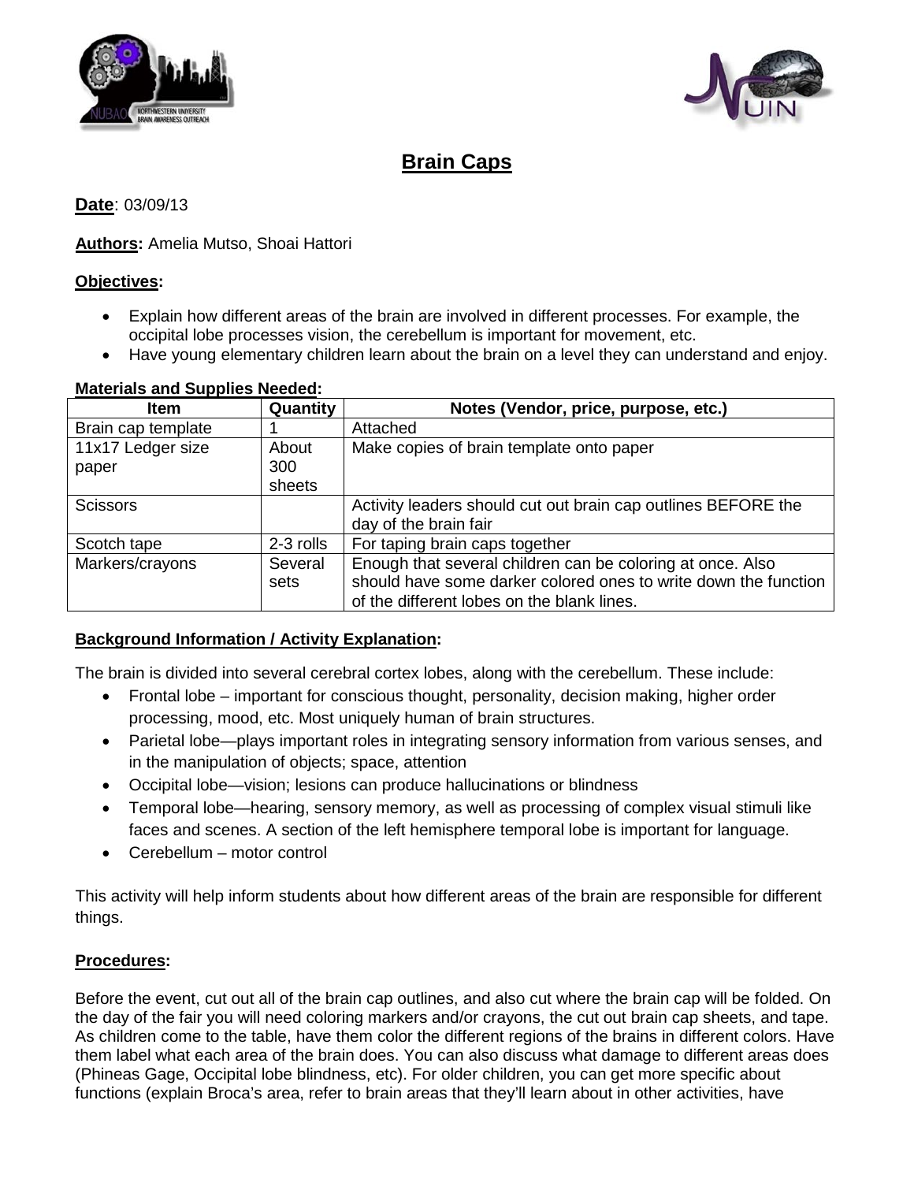# Brain Caps

**Date**: 03/09/13

**Authors:** Amelia Mutso, Shoai Hattori

**Objectives:**

- Explain how different areas of the brain are involved in different processes. For example, the occipital lobe processes vision, the cerebellum is important for movement, etc.
- Have young elementary children learn about the brain on a level they can understand and enjoy.

**Materials and Supplies Needed:**

| Item | Quantity | Notes (Vendor, price, purpose, etc.) |
|---|---|---|
| Brain cap template | 1 | Attached |
| 11x17 Ledger size paper | About 300 sheets | Make copies of brain template onto paper |
| Scissors | | Activity leaders should cut out brain cap outlines BEFORE the day of the brain fair |
| Scotch tape | 2-3 rolls | For taping brain caps together |
| Markers/crayons | Several sets | Enough that several children can be coloring at once. Also should have some darker colored ones to write down the function of the different lobes on the blank lines. |

**Background Information / Activity Explanation:**

The brain is divided into several cerebral cortex lobes, along with the cerebellum. These include:

- Frontal lobe – important for conscious thought, personality, decision making, higher order processing, mood, etc. Most uniquely human of brain structures.
- Parietal lobe—plays important roles in integrating sensory information from various senses, and in the manipulation of objects; space, attention
- Occipital lobe—vision; lesions can produce hallucinations or blindness
- Temporal lobe—hearing, sensory memory, as well as processing of complex visual stimuli like faces and scenes. A section of the left hemisphere temporal lobe is important for language.
- Cerebellum – motor control

This activity will help inform students about how different areas of the brain are responsible for different things.

**Procedures:**

Before the event, cut out all of the brain cap outlines, and also cut where the brain cap will be folded. On the day of the fair you will need coloring markers and/or crayons, the cut out brain cap sheets, and tape. As children come to the table, have them color the different regions of the brains in different colors. Have them label what each area of the brain does. You can also discuss what damage to different areas does (Phineas Gage, Occipital lobe blindness, etc). For older children, you can get more specific about functions (explain Broca's area, refer to brain areas that they'll learn about in other activities, have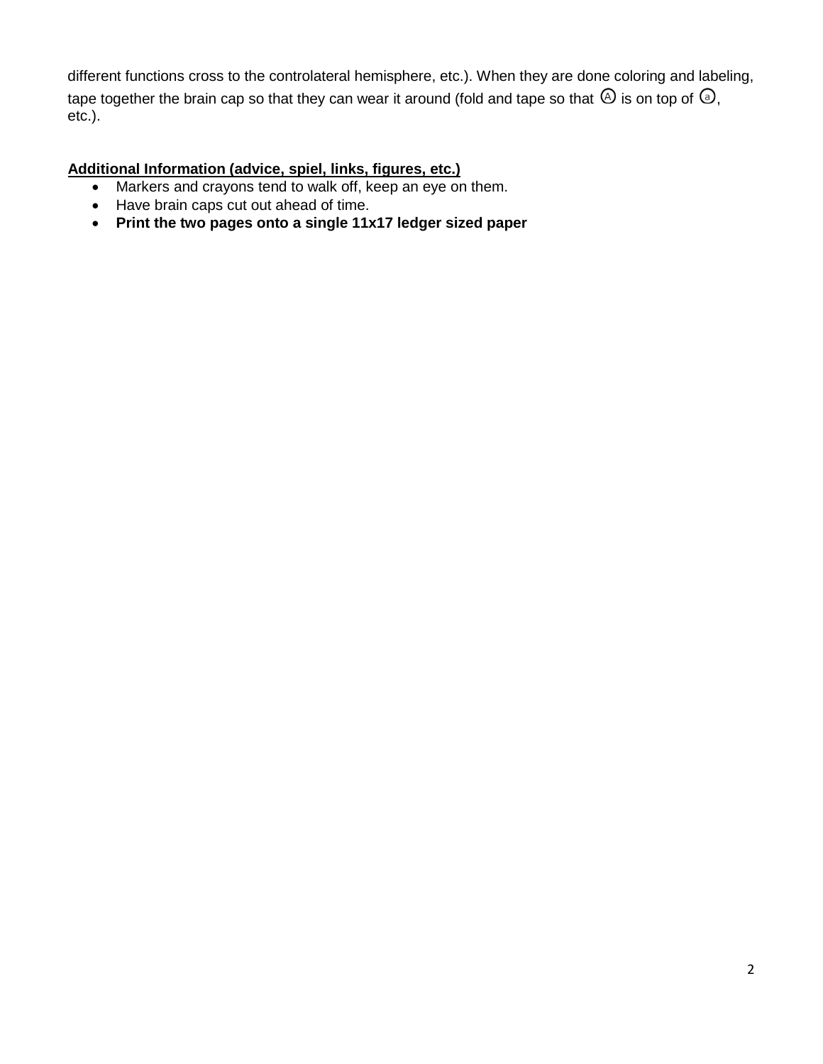different functions cross to the controlateral hemisphere, etc.). When they are done coloring and labeling, tape together the brain cap so that they can wear it around (fold and tape so that Ⓐ is on top of ⓐ, etc.).

**Additional Information (advice, spiel, links, figures, etc.)**

- Markers and crayons tend to walk off, keep an eye on them.
- Have brain caps cut out ahead of time.
- **Print the two pages onto a single 11x17 ledger sized paper**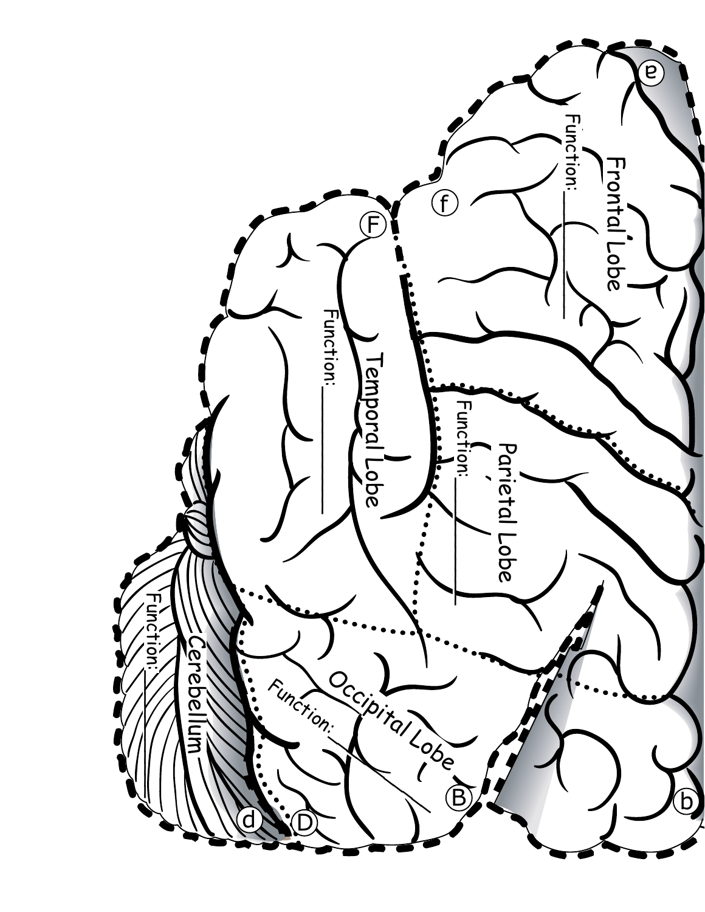Frontal Lobe

Function: ___________

Temporal Lobe

Function: ___________

Parietal Lobe

Function: ___________

Occipital Lobe

Function: ___________

Cerebellum

Function: ___________

a

b

B

d

D

f

F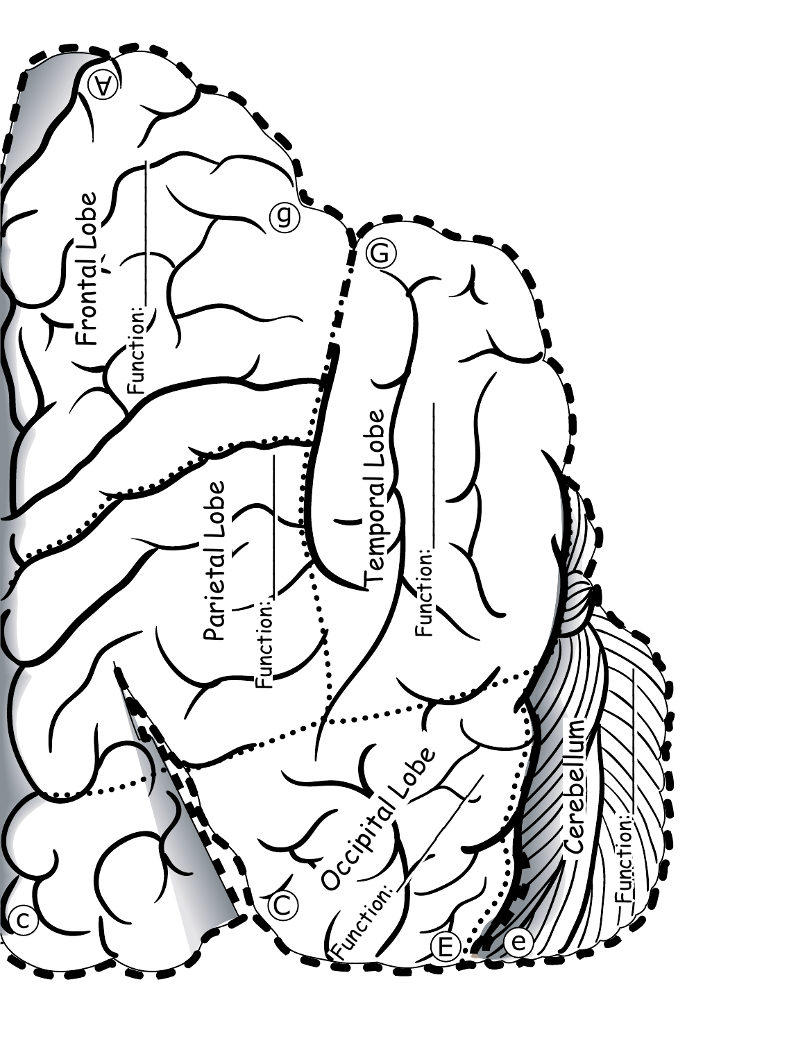Frontal Lobe

Function: ___________

Parietal Lobe

Function: ___________

Temporal Lobe

Function: ___________

Occipital Lobe

Function: ___________

Cerebellum

Function: ___________

A

g

G

c

C

E

e